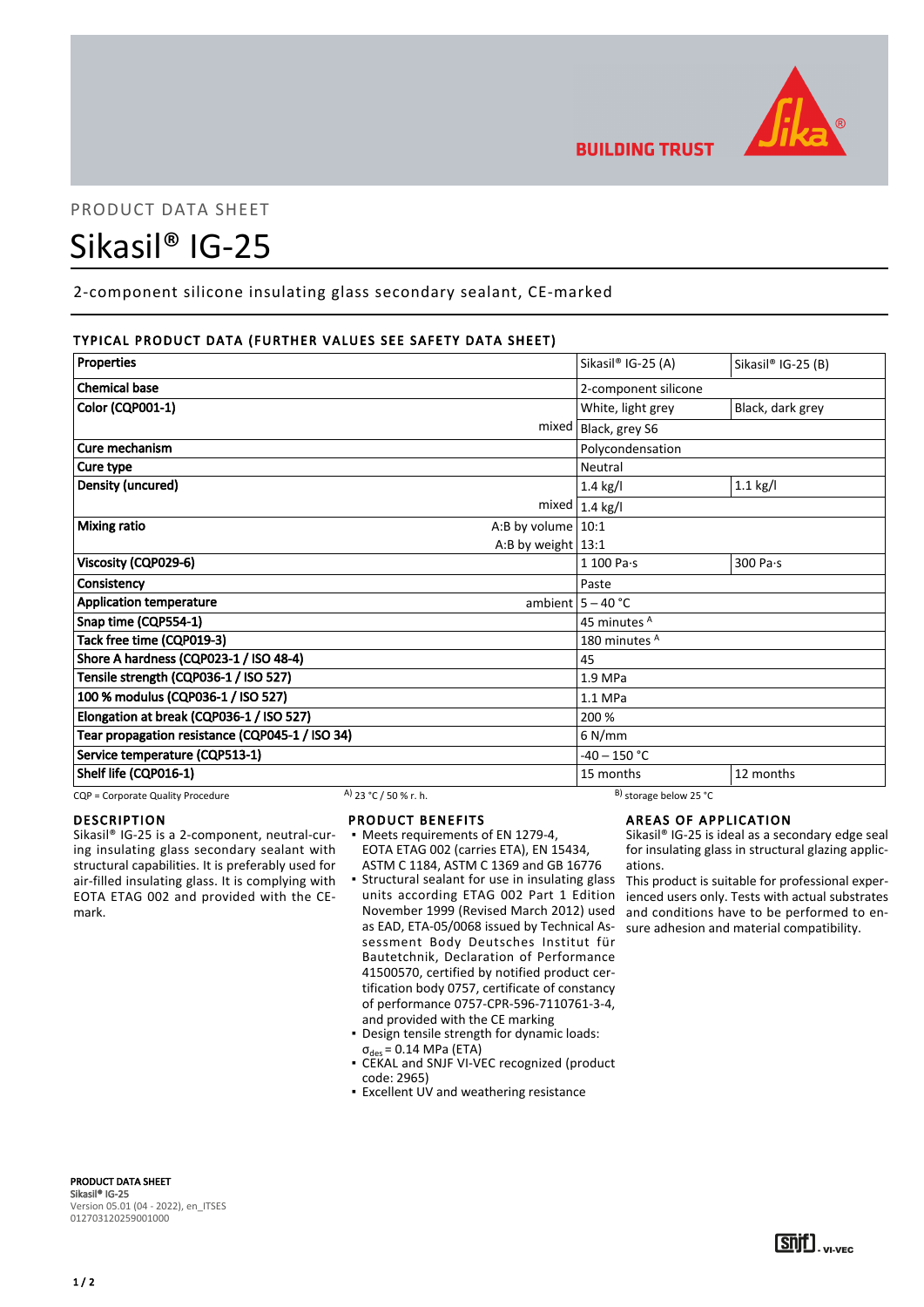PRODUCT DATA SHEET

# Sikasil® IG-25

2-component silicone insulating glass secondary sealant, CE-marked

## TYPICAL PRODUCT DATA (FURTHER VALUES SEE SAFETY DATA SHEET)

| Properties | | Sikasil® IG-25 (A) | Sikasil® IG-25 (B) |
|---|---|---|---|
| Chemical base | | 2-component silicone | |
| Color (CQP001-1) | | White, light grey | Black, dark grey |
| | mixed | Black, grey S6 | |
| Cure mechanism | | Polycondensation | |
| Cure type | | Neutral | |
| Density (uncured) | | 1.4 kg/l | 1.1 kg/l |
| | mixed | 1.4 kg/l | |
| Mixing ratio | A:B by volume | 10:1 | |
| | A:B by weight | 13:1 | |
| Viscosity (CQP029-6) | | 1 100 Pa·s | 300 Pa·s |
| Consistency | | Paste | |
| Application temperature | ambient | 5 – 40 °C | |
| Snap time (CQP554-1) | | 45 minutes [A] | |
| Tack free time (CQP019-3) | | 180 minutes [A] | |
| Shore A hardness (CQP023-1 / ISO 48-4) | | 45 | |
| Tensile strength (CQP036-1 / ISO 527) | | 1.9 MPa | |
| 100 % modulus (CQP036-1 / ISO 527) | | 1.1 MPa | |
| Elongation at break (CQP036-1 / ISO 527) | | 200 % | |
| Tear propagation resistance (CQP045-1 / ISO 34) | | 6 N/mm | |
| Service temperature (CQP513-1) | | -40 – 150 °C | |
| Shelf life (CQP016-1) | | 15 months | 12 months |

CQP = Corporate Quality Procedure   A) 23 °C / 50 % r. h.   B) storage below 25 °C

## DESCRIPTION

Sikasil® IG-25 is a 2-component, neutral-curing insulating glass secondary sealant with structural capabilities. It is preferably used for air-filled insulating glass. It is complying with EOTA ETAG 002 and provided with the CE-mark.

## PRODUCT BENEFITS

- Meets requirements of EN 1279-4, EOTA ETAG 002 (carries ETA), EN 15434, ASTM C 1184, ASTM C 1369 and GB 16776
- Structural sealant for use in insulating glass units according ETAG 002 Part 1 Edition November 1999 (Revised March 2012) used as EAD, ETA-05/0068 issued by Technical Assessment Body Deutsches Institut für Bautetchnik, Declaration of Performance 41500570, certified by notified product certification body 0757, certificate of constancy of performance 0757-CPR-596-7110761-3-4, and provided with the CE marking
- Design tensile strength for dynamic loads: $\sigma_{des}$ = 0.14 MPa (ETA)
- CEKAL and SNJF VI-VEC recognized (product code: 2965)
- Excellent UV and weathering resistance

## AREAS OF APPLICATION

Sikasil® IG-25 is ideal as a secondary edge seal for insulating glass in structural glazing applications.

This product is suitable for professional experienced users only. Tests with actual substrates and conditions have to be performed to ensure adhesion and material compatibility.

**PRODUCT DATA SHEET**
**Sikasil® IG-25**
Version 05.01 (04 - 2022), en_ITSES
012703120259001000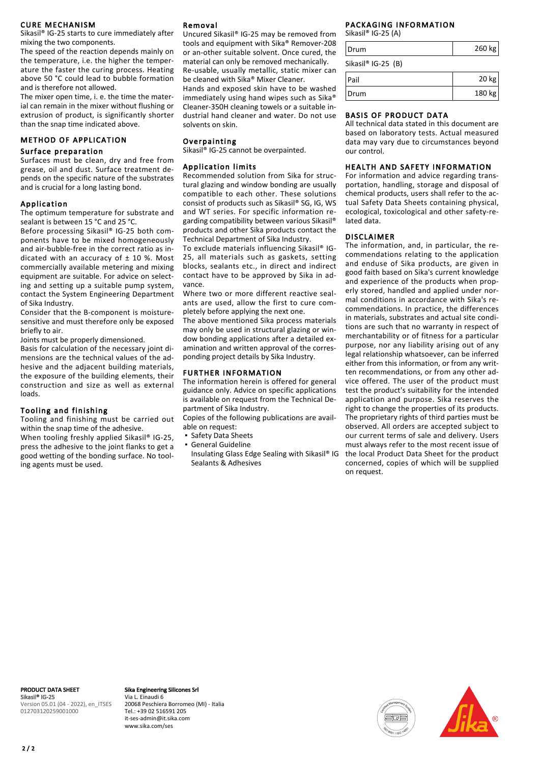## CURE MECHANISM

Sikasil® IG-25 starts to cure immediately after mixing the two components.

The speed of the reaction depends mainly on the temperature, i.e. the higher the temperature the faster the curing process. Heating above 50 °C could lead to bubble formation and is therefore not allowed.

The mixer open time, i. e. the time the material can remain in the mixer without flushing or extrusion of product, is significantly shorter than the snap time indicated above.

## METHOD OF APPLICATION

### Surface preparation

Surfaces must be clean, dry and free from grease, oil and dust. Surface treatment depends on the specific nature of the substrates and is crucial for a long lasting bond.

### Application

The optimum temperature for substrate and sealant is between 15 °C and 25 °C.

Before processing Sikasil® IG-25 both components have to be mixed homogeneously and air-bubble-free in the correct ratio as indicated with an accuracy of ± 10 %. Most commercially available metering and mixing equipment are suitable. For advice on selecting and setting up a suitable pump system, contact the System Engineering Department of Sika Industry.

Consider that the B-component is moisture-sensitive and must therefore only be exposed briefly to air.

Joints must be properly dimensioned.

Basis for calculation of the necessary joint dimensions are the technical values of the adhesive and the adjacent building materials, the exposure of the building elements, their construction and size as well as external loads.

### Tooling and finishing

Tooling and finishing must be carried out within the snap time of the adhesive.

When tooling freshly applied Sikasil® IG-25, press the adhesive to the joint flanks to get a good wetting of the bonding surface. No tooling agents must be used.

### Removal

Uncured Sikasil® IG-25 may be removed from tools and equipment with Sika® Remover-208 or an-other suitable solvent. Once cured, the material can only be removed mechanically.

Re-usable, usually metallic, static mixer can be cleaned with Sika® Mixer Cleaner.

Hands and exposed skin have to be washed immediately using hand wipes such as Sika® Cleaner-350H cleaning towels or a suitable industrial hand cleaner and water. Do not use solvents on skin.

### Overpainting

Sikasil® IG-25 cannot be overpainted.

### Application limits

Recommended solution from Sika for structural glazing and window bonding are usually compatible to each other. These solutions consist of products such as Sikasil® SG, IG, WS and WT series. For specific information regarding compatibility between various Sikasil® products and other Sika products contact the Technical Department of Sika Industry.

To exclude materials influencing Sikasil® IG-25, all materials such as gaskets, setting blocks, sealants etc., in direct and indirect contact have to be approved by Sika in advance.

Where two or more different reactive sealants are used, allow the first to cure completely before applying the next one.

The above mentioned Sika process materials may only be used in structural glazing or window bonding applications after a detailed examination and written approval of the corresponding project details by Sika Industry.

## FURTHER INFORMATION

The information herein is offered for general guidance only. Advice on specific applications is available on request from the Technical Department of Sika Industry.

Copies of the following publications are available on request:

- Safety Data Sheets
- General Guideline
  Insulating Glass Edge Sealing with Sikasil® IG Sealants & Adhesives

## PACKAGING INFORMATION

Sikasil® IG-25 (A)

| | |
|---|---|
| Drum | 260 kg |

Sikasil® IG-25 (B)

| | |
|---|---|
| Pail | 20 kg |
| Drum | 180 kg |

## BASIS OF PRODUCT DATA

All technical data stated in this document are based on laboratory tests. Actual measured data may vary due to circumstances beyond our control.

## HEALTH AND SAFETY INFORMATION

For information and advice regarding transportation, handling, storage and disposal of chemical products, users shall refer to the actual Safety Data Sheets containing physical, ecological, toxicological and other safety-related data.

## DISCLAIMER

The information, and, in particular, the recommendations relating to the application and enduse of Sika products, are given in good faith based on Sika's current knowledge and experience of the products when properly stored, handled and applied under normal conditions in accordance with Sika's recommendations. In practice, the differences in materials, substrates and actual site conditions are such that no warranty in respect of merchantability or of fitness for a particular purpose, nor any liability arising out of any legal relationship whatsoever, can be inferred either from this information, or from any written recommendations, or from any other advice offered. The user of the product must test the product's suitability for the intended application and purpose. Sika reserves the right to change the properties of its products. The proprietary rights of third parties must be observed. All orders are accepted subject to our current terms of sale and delivery. Users must always refer to the most recent issue of the local Product Data Sheet for the product concerned, copies of which will be supplied on request.

**PRODUCT DATA SHEET**
**Sikasil® IG-25**
Version 05.01 (04 - 2022), en_ITSES
012703120259001000

**Sika Engineering Silicones Srl**
Via L. Einaudi 6
20068 Peschiera Borromeo (MI) - Italia
Tel.: +39 02 516591 205
it-ses-admin@it.sika.com
www.sika.com/ses